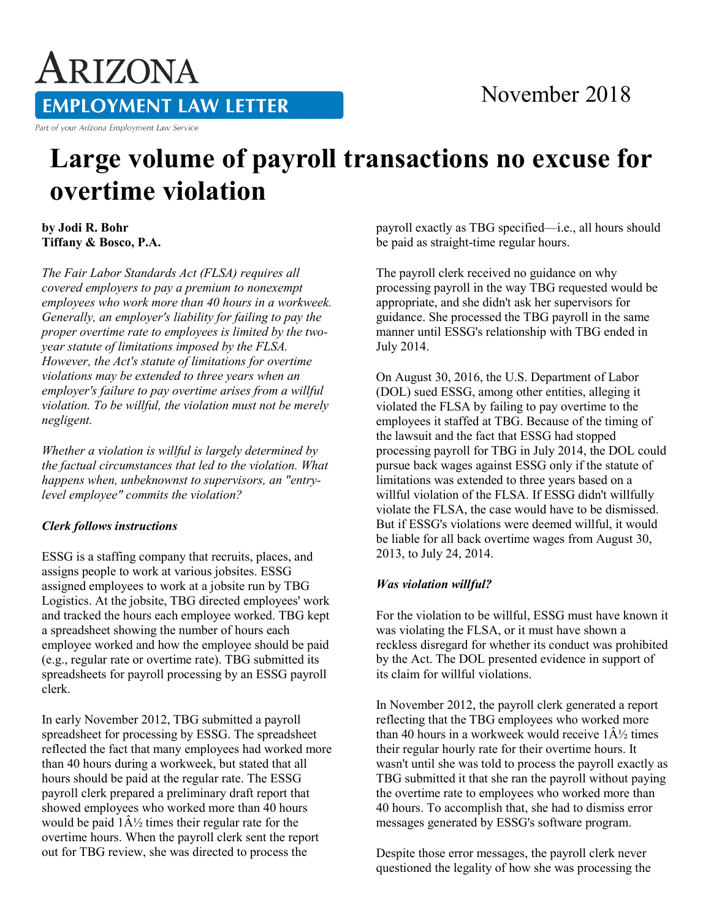# Arizona Employment Law Letter

Part of your Arizona Employment Law Service

November 2018

# Large volume of payroll transactions no excuse for overtime violation

**by Jodi R. Bohr**
**Tiffany & Bosco, P.A.**

*The Fair Labor Standards Act (FLSA) requires all covered employers to pay a premium to nonexempt employees who work more than 40 hours in a workweek. Generally, an employer's liability for failing to pay the proper overtime rate to employees is limited by the two-year statute of limitations imposed by the FLSA. However, the Act's statute of limitations for overtime violations may be extended to three years when an employer's failure to pay overtime arises from a willful violation. To be willful, the violation must not be merely negligent.*

*Whether a violation is willful is largely determined by the factual circumstances that led to the violation. What happens when, unbeknownst to supervisors, an "entry-level employee" commits the violation?*

### *Clerk follows instructions*

ESSG is a staffing company that recruits, places, and assigns people to work at various jobsites. ESSG assigned employees to work at a jobsite run by TBG Logistics. At the jobsite, TBG directed employees' work and tracked the hours each employee worked. TBG kept a spreadsheet showing the number of hours each employee worked and how the employee should be paid (e.g., regular rate or overtime rate). TBG submitted its spreadsheets for payroll processing by an ESSG payroll clerk.

In early November 2012, TBG submitted a payroll spreadsheet for processing by ESSG. The spreadsheet reflected the fact that many employees had worked more than 40 hours during a workweek, but stated that all hours should be paid at the regular rate. The ESSG payroll clerk prepared a preliminary draft report that showed employees who worked more than 40 hours would be paid 1Â½ times their regular rate for the overtime hours. When the payroll clerk sent the report out for TBG review, she was directed to process the payroll exactly as TBG specified—i.e., all hours should be paid as straight-time regular hours.

The payroll clerk received no guidance on why processing payroll in the way TBG requested would be appropriate, and she didn't ask her supervisors for guidance. She processed the TBG payroll in the same manner until ESSG's relationship with TBG ended in July 2014.

On August 30, 2016, the U.S. Department of Labor (DOL) sued ESSG, among other entities, alleging it violated the FLSA by failing to pay overtime to the employees it staffed at TBG. Because of the timing of the lawsuit and the fact that ESSG had stopped processing payroll for TBG in July 2014, the DOL could pursue back wages against ESSG only if the statute of limitations was extended to three years based on a willful violation of the FLSA. If ESSG didn't willfully violate the FLSA, the case would have to be dismissed. But if ESSG's violations were deemed willful, it would be liable for all back overtime wages from August 30, 2013, to July 24, 2014.

### *Was violation willful?*

For the violation to be willful, ESSG must have known it was violating the FLSA, or it must have shown a reckless disregard for whether its conduct was prohibited by the Act. The DOL presented evidence in support of its claim for willful violations.

In November 2012, the payroll clerk generated a report reflecting that the TBG employees who worked more than 40 hours in a workweek would receive 1Â½ times their regular hourly rate for their overtime hours. It wasn't until she was told to process the payroll exactly as TBG submitted it that she ran the payroll without paying the overtime rate to employees who worked more than 40 hours. To accomplish that, she had to dismiss error messages generated by ESSG's software program.

Despite those error messages, the payroll clerk never questioned the legality of how she was processing the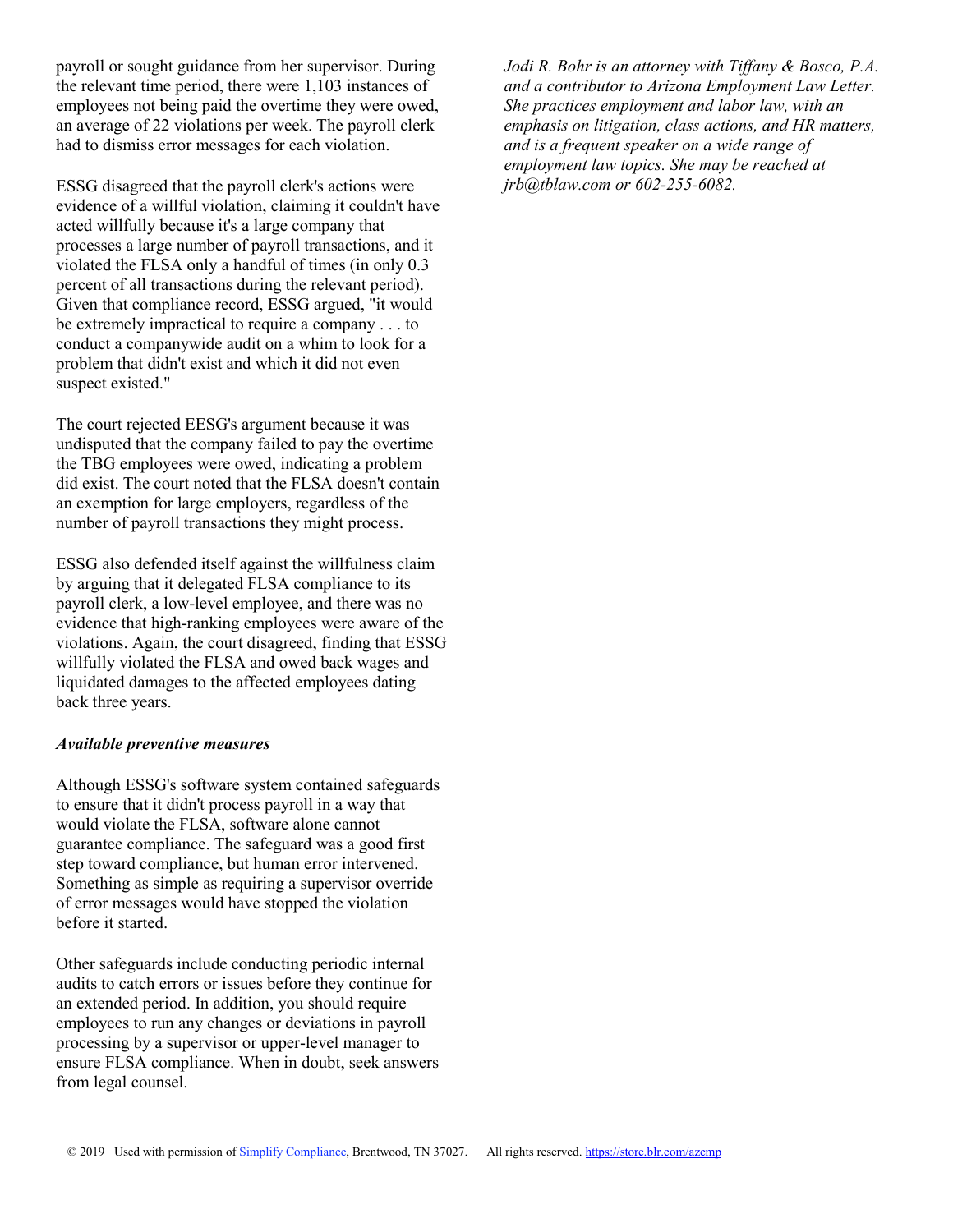payroll or sought guidance from her supervisor. During the relevant time period, there were 1,103 instances of employees not being paid the overtime they were owed, an average of 22 violations per week. The payroll clerk had to dismiss error messages for each violation.

ESSG disagreed that the payroll clerk's actions were evidence of a willful violation, claiming it couldn't have acted willfully because it's a large company that processes a large number of payroll transactions, and it violated the FLSA only a handful of times (in only 0.3 percent of all transactions during the relevant period). Given that compliance record, ESSG argued, "it would be extremely impractical to require a company . . . to conduct a companywide audit on a whim to look for a problem that didn't exist and which it did not even suspect existed."

The court rejected EESG's argument because it was undisputed that the company failed to pay the overtime the TBG employees were owed, indicating a problem did exist. The court noted that the FLSA doesn't contain an exemption for large employers, regardless of the number of payroll transactions they might process.

ESSG also defended itself against the willfulness claim by arguing that it delegated FLSA compliance to its payroll clerk, a low-level employee, and there was no evidence that high-ranking employees were aware of the violations. Again, the court disagreed, finding that ESSG willfully violated the FLSA and owed back wages and liquidated damages to the affected employees dating back three years.

***Available preventive measures***

Although ESSG's software system contained safeguards to ensure that it didn't process payroll in a way that would violate the FLSA, software alone cannot guarantee compliance. The safeguard was a good first step toward compliance, but human error intervened. Something as simple as requiring a supervisor override of error messages would have stopped the violation before it started.

Other safeguards include conducting periodic internal audits to catch errors or issues before they continue for an extended period. In addition, you should require employees to run any changes or deviations in payroll processing by a supervisor or upper-level manager to ensure FLSA compliance. When in doubt, seek answers from legal counsel.

*Jodi R. Bohr is an attorney with Tiffany & Bosco, P.A. and a contributor to Arizona Employment Law Letter. She practices employment and labor law, with an emphasis on litigation, class actions, and HR matters, and is a frequent speaker on a wide range of employment law topics. She may be reached at jrb@tblaw.com or 602-255-6082.*

© 2019 Used with permission of Simplify Compliance, Brentwood, TN 37027. All rights reserved. https://store.blr.com/azemp